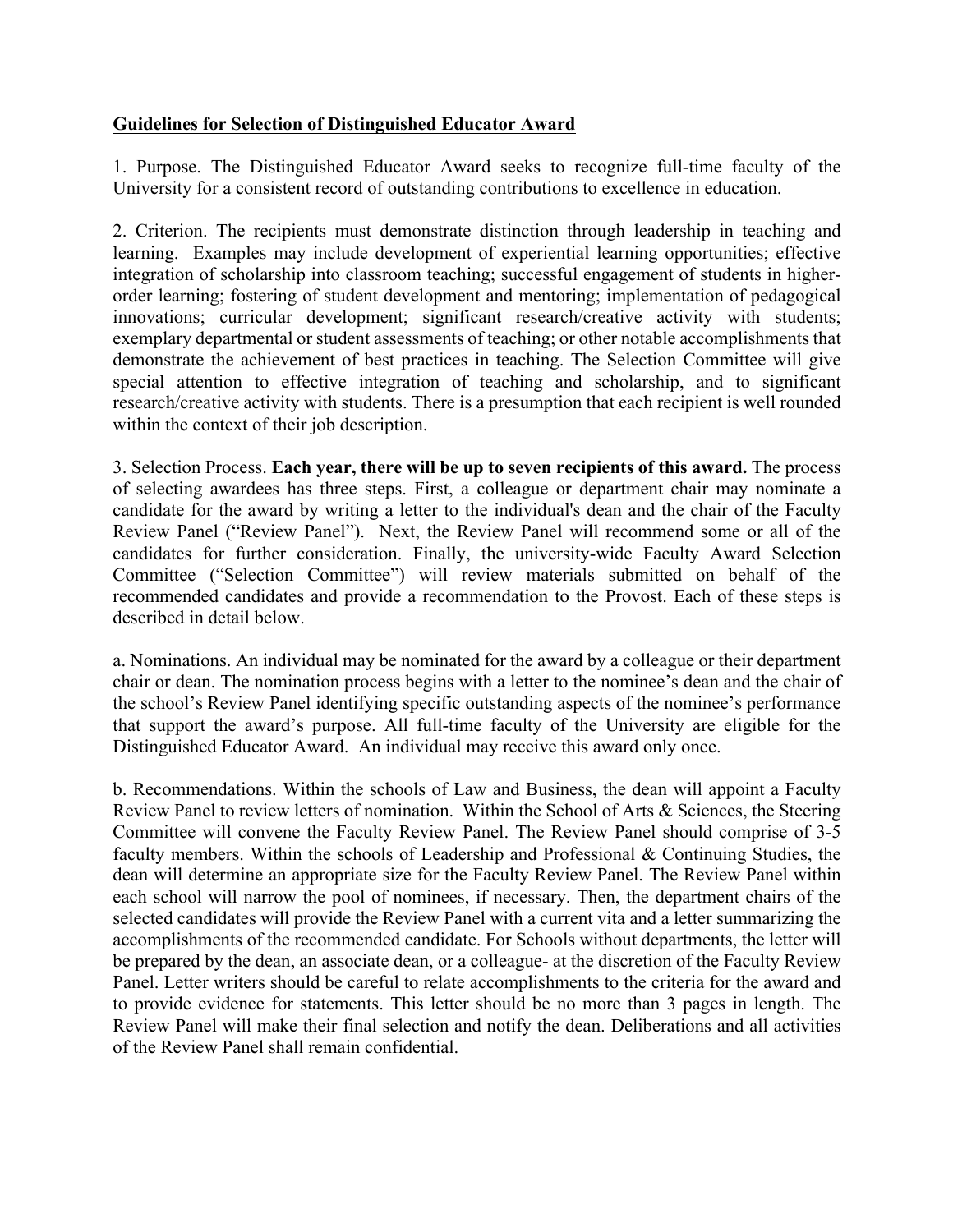**Guidelines for Selection of Distinguished Educator Award**

1. Purpose. The Distinguished Educator Award seeks to recognize full-time faculty of the University for a consistent record of outstanding contributions to excellence in education.

2. Criterion. The recipients must demonstrate distinction through leadership in teaching and learning. Examples may include development of experiential learning opportunities; effective integration of scholarship into classroom teaching; successful engagement of students in higher-order learning; fostering of student development and mentoring; implementation of pedagogical innovations; curricular development; significant research/creative activity with students; exemplary departmental or student assessments of teaching; or other notable accomplishments that demonstrate the achievement of best practices in teaching. The Selection Committee will give special attention to effective integration of teaching and scholarship, and to significant research/creative activity with students. There is a presumption that each recipient is well rounded within the context of their job description.

3. Selection Process. **Each year, there will be up to seven recipients of this award.** The process of selecting awardees has three steps. First, a colleague or department chair may nominate a candidate for the award by writing a letter to the individual's dean and the chair of the Faculty Review Panel ("Review Panel"). Next, the Review Panel will recommend some or all of the candidates for further consideration. Finally, the university-wide Faculty Award Selection Committee ("Selection Committee") will review materials submitted on behalf of the recommended candidates and provide a recommendation to the Provost. Each of these steps is described in detail below.

a. Nominations. An individual may be nominated for the award by a colleague or their department chair or dean. The nomination process begins with a letter to the nominee's dean and the chair of the school's Review Panel identifying specific outstanding aspects of the nominee's performance that support the award's purpose. All full-time faculty of the University are eligible for the Distinguished Educator Award. An individual may receive this award only once.

b. Recommendations. Within the schools of Law and Business, the dean will appoint a Faculty Review Panel to review letters of nomination. Within the School of Arts & Sciences, the Steering Committee will convene the Faculty Review Panel. The Review Panel should comprise of 3-5 faculty members. Within the schools of Leadership and Professional & Continuing Studies, the dean will determine an appropriate size for the Faculty Review Panel. The Review Panel within each school will narrow the pool of nominees, if necessary. Then, the department chairs of the selected candidates will provide the Review Panel with a current vita and a letter summarizing the accomplishments of the recommended candidate. For Schools without departments, the letter will be prepared by the dean, an associate dean, or a colleague- at the discretion of the Faculty Review Panel. Letter writers should be careful to relate accomplishments to the criteria for the award and to provide evidence for statements. This letter should be no more than 3 pages in length. The Review Panel will make their final selection and notify the dean. Deliberations and all activities of the Review Panel shall remain confidential.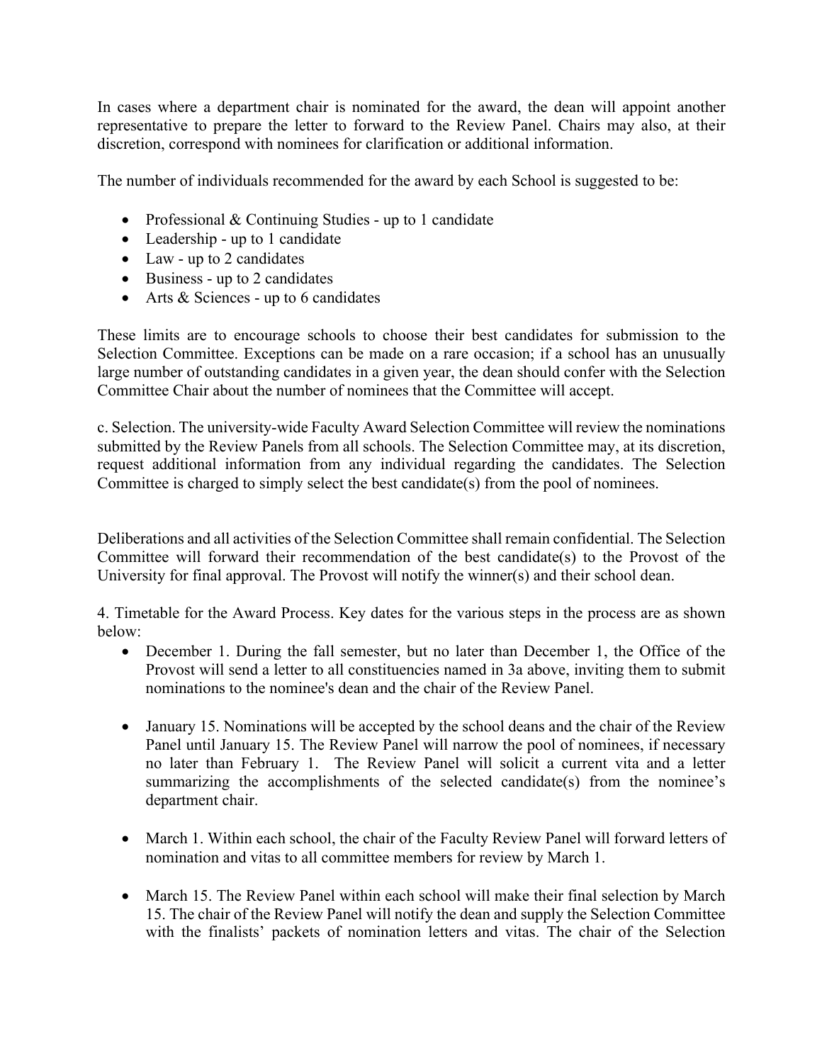In cases where a department chair is nominated for the award, the dean will appoint another representative to prepare the letter to forward to the Review Panel. Chairs may also, at their discretion, correspond with nominees for clarification or additional information.

The number of individuals recommended for the award by each School is suggested to be:

- Professional & Continuing Studies - up to 1 candidate
- Leadership - up to 1 candidate
- Law - up to 2 candidates
- Business - up to 2 candidates
- Arts & Sciences - up to 6 candidates

These limits are to encourage schools to choose their best candidates for submission to the Selection Committee. Exceptions can be made on a rare occasion; if a school has an unusually large number of outstanding candidates in a given year, the dean should confer with the Selection Committee Chair about the number of nominees that the Committee will accept.

c. Selection. The university-wide Faculty Award Selection Committee will review the nominations submitted by the Review Panels from all schools. The Selection Committee may, at its discretion, request additional information from any individual regarding the candidates. The Selection Committee is charged to simply select the best candidate(s) from the pool of nominees.

Deliberations and all activities of the Selection Committee shall remain confidential. The Selection Committee will forward their recommendation of the best candidate(s) to the Provost of the University for final approval. The Provost will notify the winner(s) and their school dean.

4. Timetable for the Award Process. Key dates for the various steps in the process are as shown below:

- December 1. During the fall semester, but no later than December 1, the Office of the Provost will send a letter to all constituencies named in 3a above, inviting them to submit nominations to the nominee's dean and the chair of the Review Panel.

- January 15. Nominations will be accepted by the school deans and the chair of the Review Panel until January 15. The Review Panel will narrow the pool of nominees, if necessary no later than February 1. The Review Panel will solicit a current vita and a letter summarizing the accomplishments of the selected candidate(s) from the nominee's department chair.

- March 1. Within each school, the chair of the Faculty Review Panel will forward letters of nomination and vitas to all committee members for review by March 1.

- March 15. The Review Panel within each school will make their final selection by March 15. The chair of the Review Panel will notify the dean and supply the Selection Committee with the finalists' packets of nomination letters and vitas. The chair of the Selection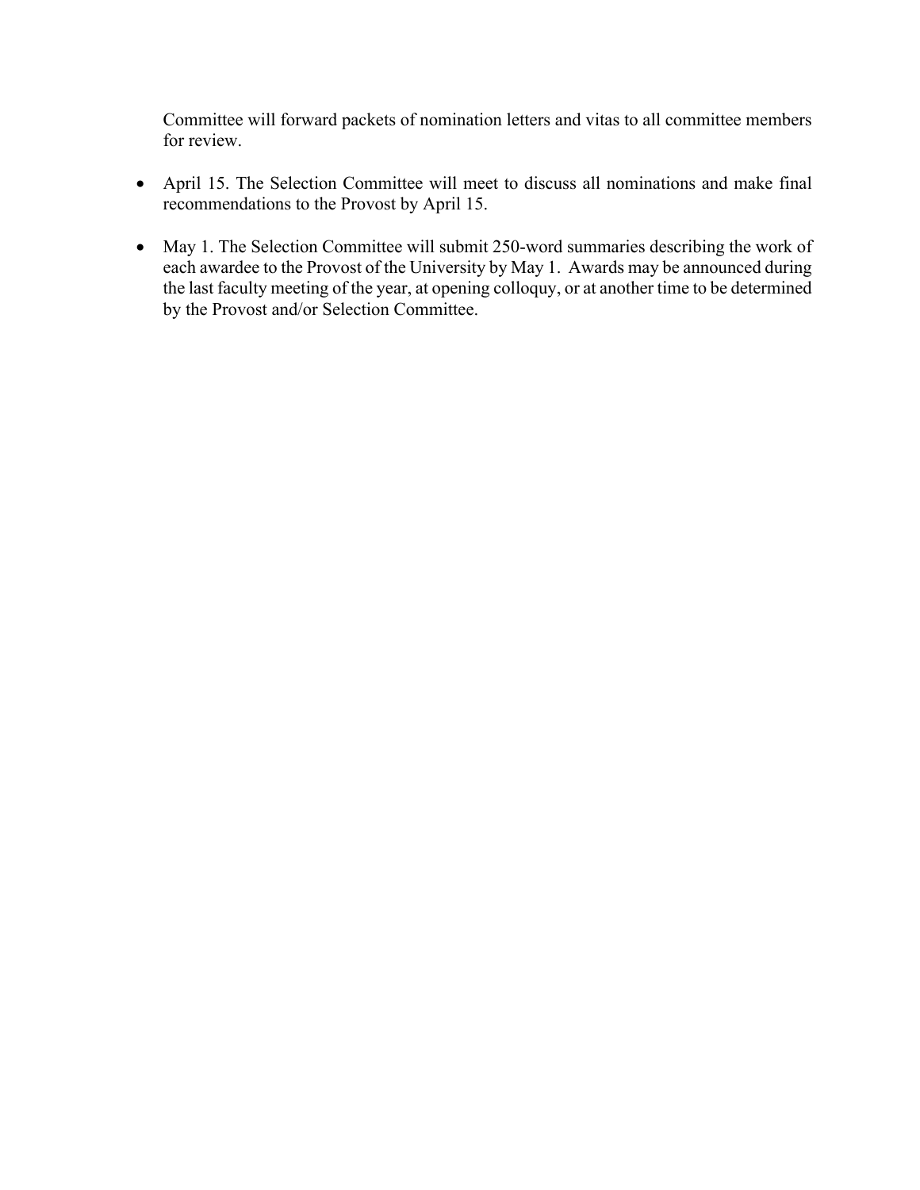Committee will forward packets of nomination letters and vitas to all committee members for review.

- April 15. The Selection Committee will meet to discuss all nominations and make final recommendations to the Provost by April 15.

- May 1. The Selection Committee will submit 250-word summaries describing the work of each awardee to the Provost of the University by May 1. Awards may be announced during the last faculty meeting of the year, at opening colloquy, or at another time to be determined by the Provost and/or Selection Committee.